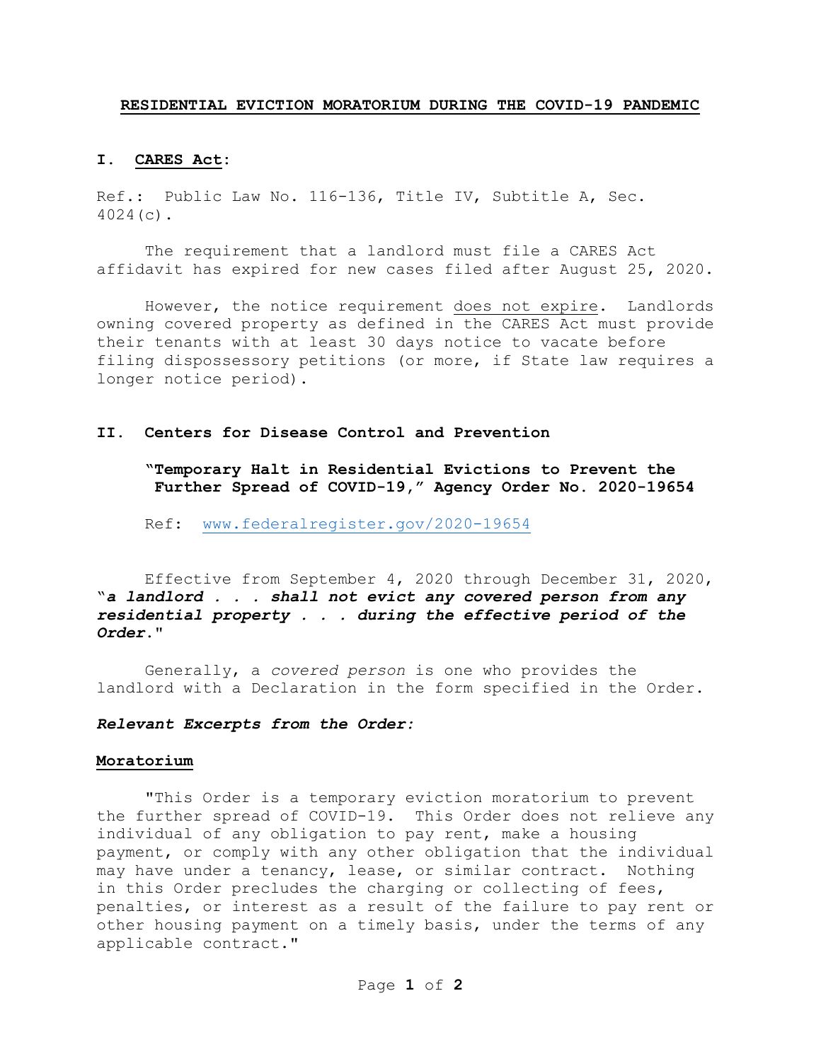# RESIDENTIAL EVICTION MORATORIUM DURING THE COVID-19 PANDEMIC

## I. CARES Act:

Ref.: Public Law No. 116-136, Title IV, Subtitle A, Sec. 4024(c).

The requirement that a landlord must file a CARES Act affidavit has expired for new cases filed after August 25, 2020.

However, the notice requirement does not expire. Landlords owning covered property as defined in the CARES Act must provide their tenants with at least 30 days notice to vacate before filing dispossessory petitions (or more, if State law requires a longer notice period).

## II. Centers for Disease Control and Prevention

**"Temporary Halt in Residential Evictions to Prevent the Further Spread of COVID-19," Agency Order No. 2020-19654**

Ref: [www.federalregister.gov/2020-19654](http://www.federalregister.gov/2020-19654)

Effective from September 4, 2020 through December 31, 2020, "***a landlord . . . shall not evict any covered person from any residential property . . . during the effective period of the Order.***"

Generally, a *covered person* is one who provides the landlord with a Declaration in the form specified in the Order.

***Relevant Excerpts from the Order:***

### Moratorium

"This Order is a temporary eviction moratorium to prevent the further spread of COVID-19. This Order does not relieve any individual of any obligation to pay rent, make a housing payment, or comply with any other obligation that the individual may have under a tenancy, lease, or similar contract. Nothing in this Order precludes the charging or collecting of fees, penalties, or interest as a result of the failure to pay rent or other housing payment on a timely basis, under the terms of any applicable contract."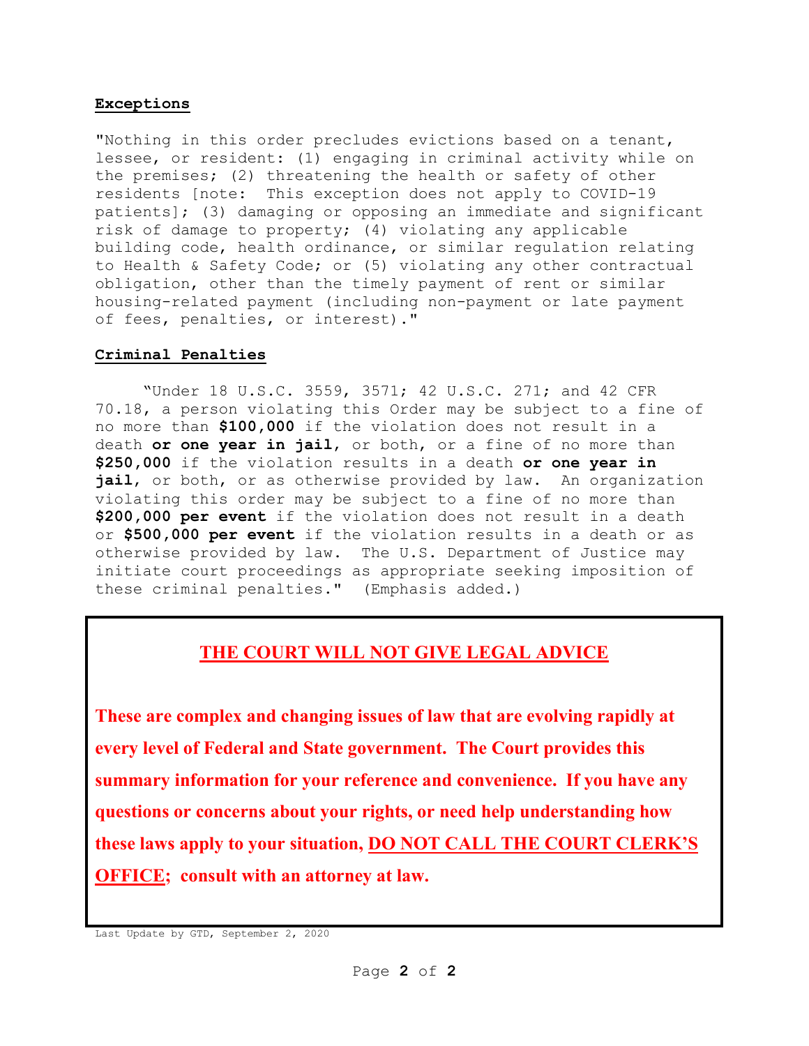**Exceptions**

"Nothing in this order precludes evictions based on a tenant, lessee, or resident: (1) engaging in criminal activity while on the premises; (2) threatening the health or safety of other residents [note: This exception does not apply to COVID-19 patients]; (3) damaging or opposing an immediate and significant risk of damage to property; (4) violating any applicable building code, health ordinance, or similar regulation relating to Health & Safety Code; or (5) violating any other contractual obligation, other than the timely payment of rent or similar housing-related payment (including non-payment or late payment of fees, penalties, or interest)."

**Criminal Penalties**

"Under 18 U.S.C. 3559, 3571; 42 U.S.C. 271; and 42 CFR 70.18, a person violating this Order may be subject to a fine of no more than **$100,000** if the violation does not result in a death **or one year in jail**, or both, or a fine of no more than **$250,000** if the violation results in a death **or one year in jail**, or both, or as otherwise provided by law. An organization violating this order may be subject to a fine of no more than **$200,000 per event** if the violation does not result in a death or **$500,000 per event** if the violation results in a death or as otherwise provided by law. The U.S. Department of Justice may initiate court proceedings as appropriate seeking imposition of these criminal penalties." (Emphasis added.)

**THE COURT WILL NOT GIVE LEGAL ADVICE**

**These are complex and changing issues of law that are evolving rapidly at every level of Federal and State government. The Court provides this summary information for your reference and convenience. If you have any questions or concerns about your rights, or need help understanding how these laws apply to your situation, DO NOT CALL THE COURT CLERK'S OFFICE; consult with an attorney at law.**

Last Update by GTD, September 2, 2020